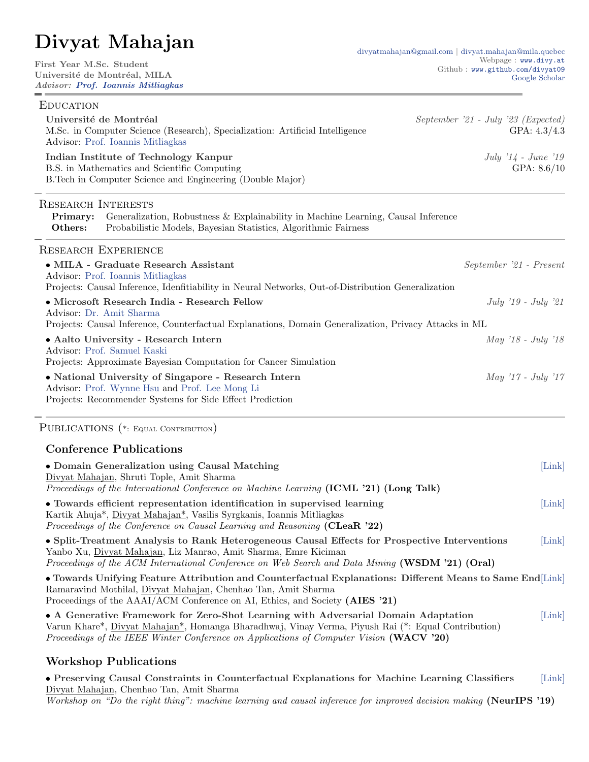# Divyat Mahajan

**First Year M.Sc. Student**
**Université de Montréal, MILA**
*Advisor:* ***Prof. Ioannis Mitliagkas***

divyatmahajan@gmail.com | divyat.mahajan@mila.quebec
Webpage : www.divy.at
Github : www.github.com/divyat09
Google Scholar

## Education

**Université de Montréal** — *September '21 - July '23 (Expected)*
M.Sc. in Computer Science (Research), Specialization: Artificial Intelligence — GPA: 4.3/4.3
Advisor: Prof. Ioannis Mitliagkas

**Indian Institute of Technology Kanpur** — *July '14 - June '19*
B.S. in Mathematics and Scientific Computing — GPA: 8.6/10
B.Tech in Computer Science and Engineering (Double Major)

## Research Interests

**Primary:** Generalization, Robustness & Explainability in Machine Learning, Causal Inference
**Others:** Probabilistic Models, Bayesian Statistics, Algorithmic Fairness

## Research Experience

- **MILA - Graduate Research Assistant** — *September '21 - Present*
  Advisor: Prof. Ioannis Mitliagkas
  Projects: Causal Inference, Idenfitiability in Neural Networks, Out-of-Distribution Generalization
- **Microsoft Research India - Research Fellow** — *July '19 - July '21*
  Advisor: Dr. Amit Sharma
  Projects: Causal Inference, Counterfactual Explanations, Domain Generalization, Privacy Attacks in ML
- **Aalto University - Research Intern** — *May '18 - July '18*
  Advisor: Prof. Samuel Kaski
  Projects: Approximate Bayesian Computation for Cancer Simulation
- **National University of Singapore - Research Intern** — *May '17 - July '17*
  Advisor: Prof. Wynne Hsu and Prof. Lee Mong Li
  Projects: Recommender Systems for Side Effect Prediction

## Publications (*: Equal Contribution)

### Conference Publications

- **Domain Generalization using Causal Matching** [Link]
  Divyat Mahajan, Shruti Tople, Amit Sharma
  *Proceedings of the International Conference on Machine Learning* **(ICML '21) (Long Talk)**
- **Towards efficient representation identification in supervised learning** [Link]
  Kartik Ahuja*, Divyat Mahajan*, Vasilis Syrgkanis, Ioannis Mitliagkas
  *Proceedings of the Conference on Causal Learning and Reasoning* **(CLeaR '22)**
- **Split-Treatment Analysis to Rank Heterogeneous Causal Effects for Prospective Interventions** [Link]
  Yanbo Xu, Divyat Mahajan, Liz Manrao, Amit Sharma, Emre Kiciman
  *Proceedings of the ACM International Conference on Web Search and Data Mining* **(WSDM '21) (Oral)**
- **Towards Unifying Feature Attribution and Counterfactual Explanations: Different Means to Same End** [Link]
  Ramaravind Mothilal, Divyat Mahajan, Chenhao Tan, Amit Sharma
  Proceedings of the AAAI/ACM Conference on AI, Ethics, and Society **(AIES '21)**
- **A Generative Framework for Zero-Shot Learning with Adversarial Domain Adaptation** [Link]
  Varun Khare*, Divyat Mahajan*, Homanga Bharadhwaj, Vinay Verma, Piyush Rai (*: Equal Contribution)
  *Proceedings of the IEEE Winter Conference on Applications of Computer Vision* **(WACV '20)**

### Workshop Publications

- **Preserving Causal Constraints in Counterfactual Explanations for Machine Learning Classifiers** [Link]
  Divyat Mahajan, Chenhao Tan, Amit Sharma
  *Workshop on "Do the right thing": machine learning and causal inference for improved decision making* **(NeurIPS '19)**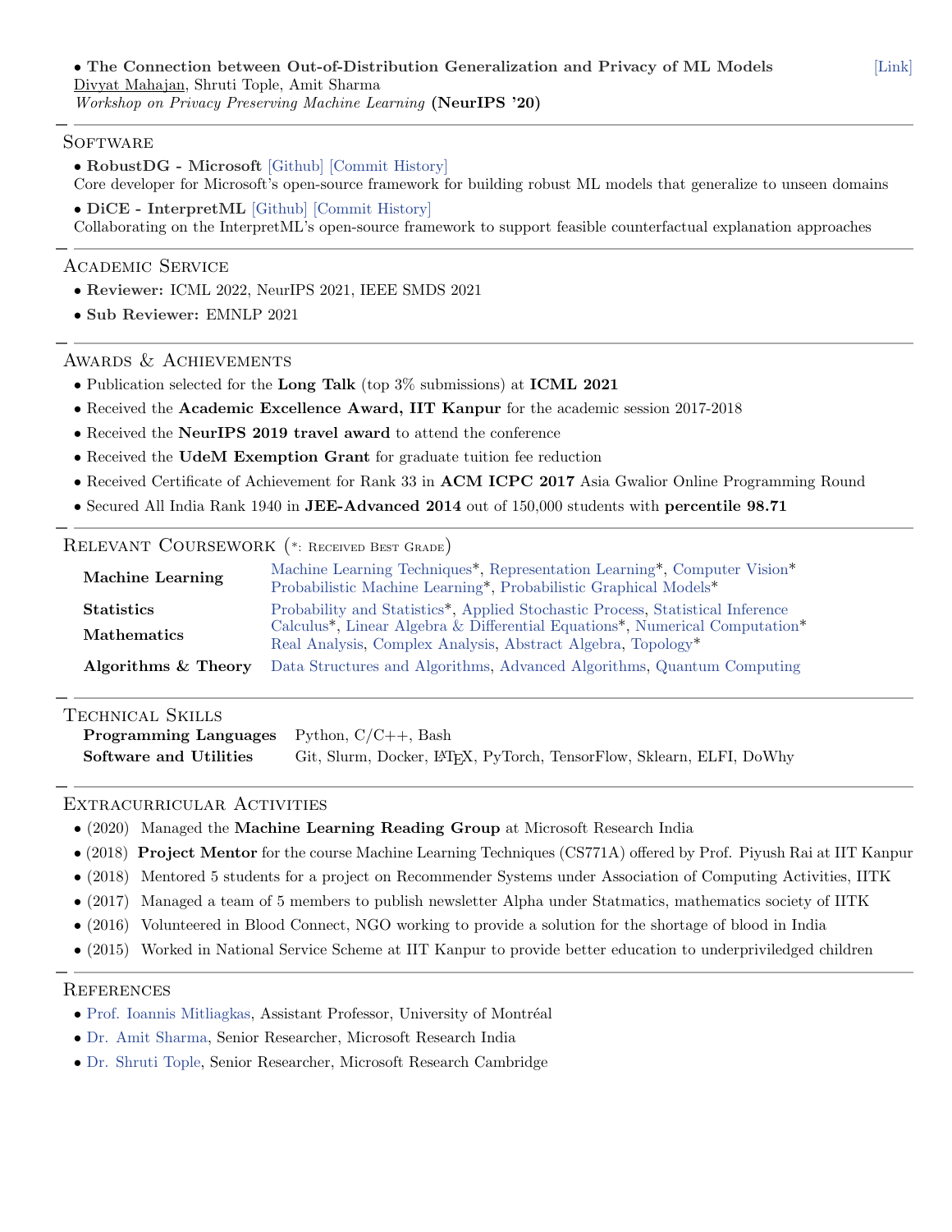- **The Connection between Out-of-Distribution Generalization and Privacy of ML Models** [Link]
  Divyat Mahajan, Shruti Tople, Amit Sharma
  *Workshop on Privacy Preserving Machine Learning* **(NeurIPS '20)**

## Software

- **RobustDG - Microsoft** [Github] [Commit History]
  Core developer for Microsoft's open-source framework for building robust ML models that generalize to unseen domains
- **DiCE - InterpretML** [Github] [Commit History]
  Collaborating on the InterpretML's open-source framework to support feasible counterfactual explanation approaches

## Academic Service

- **Reviewer:** ICML 2022, NeurIPS 2021, IEEE SMDS 2021
- **Sub Reviewer:** EMNLP 2021

## Awards & Achievements

- Publication selected for the **Long Talk** (top 3% submissions) at **ICML 2021**
- Received the **Academic Excellence Award, IIT Kanpur** for the academic session 2017-2018
- Received the **NeurIPS 2019 travel award** to attend the conference
- Received the **UdeM Exemption Grant** for graduate tuition fee reduction
- Received Certificate of Achievement for Rank 33 in **ACM ICPC 2017** Asia Gwalior Online Programming Round
- Secured All India Rank 1940 in **JEE-Advanced 2014** out of 150,000 students with **percentile 98.71**

## Relevant Coursework (*: Received Best Grade)

| | |
|---|---|
| **Machine Learning** | Machine Learning Techniques*, Representation Learning*, Computer Vision* Probabilistic Machine Learning*, Probabilistic Graphical Models* |
| **Statistics** | Probability and Statistics*, Applied Stochastic Process, Statistical Inference |
| **Mathematics** | Calculus*, Linear Algebra & Differential Equations*, Numerical Computation* Real Analysis, Complex Analysis, Abstract Algebra, Topology* |
| **Algorithms & Theory** | Data Structures and Algorithms, Advanced Algorithms, Quantum Computing |

## Technical Skills

| | |
|---|---|
| **Programming Languages** | Python, C/C++, Bash |
| **Software and Utilities** | Git, Slurm, Docker, LaTeX, PyTorch, TensorFlow, Sklearn, ELFI, DoWhy |

## Extracurricular Activities

- (2020) Managed the **Machine Learning Reading Group** at Microsoft Research India
- (2018) **Project Mentor** for the course Machine Learning Techniques (CS771A) offered by Prof. Piyush Rai at IIT Kanpur
- (2018) Mentored 5 students for a project on Recommender Systems under Association of Computing Activities, IITK
- (2017) Managed a team of 5 members to publish newsletter Alpha under Statmatics, mathematics society of IITK
- (2016) Volunteered in Blood Connect, NGO working to provide a solution for the shortage of blood in India
- (2015) Worked in National Service Scheme at IIT Kanpur to provide better education to underpriviledged children

## References

- Prof. Ioannis Mitliagkas, Assistant Professor, University of Montréal
- Dr. Amit Sharma, Senior Researcher, Microsoft Research India
- Dr. Shruti Tople, Senior Researcher, Microsoft Research Cambridge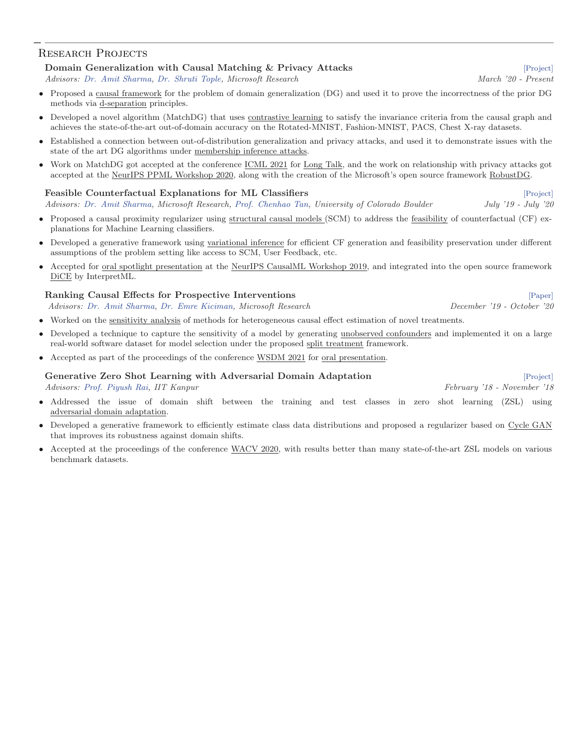## Research Projects

### Domain Generalization with Causal Matching & Privacy Attacks
[Project]

*Advisors: Dr. Amit Sharma, Dr. Shruti Tople, Microsoft Research* — *March '20 - Present*

- Proposed a causal framework for the problem of domain generalization (DG) and used it to prove the incorrectness of the prior DG methods via d-separation principles.
- Developed a novel algorithm (MatchDG) that uses contrastive learning to satisfy the invariance criteria from the causal graph and achieves the state-of-the-art out-of-domain accuracy on the Rotated-MNIST, Fashion-MNIST, PACS, Chest X-ray datasets.
- Established a connection between out-of-distribution generalization and privacy attacks, and used it to demonstrate issues with the state of the art DG algorithms under membership inference attacks.
- Work on MatchDG got accepted at the conference ICML 2021 for Long Talk, and the work on relationship with privacy attacks got accepted at the NeurIPS PPML Workshop 2020, along with the creation of the Microsoft's open source framework RobustDG.

### Feasible Counterfactual Explanations for ML Classifiers
[Project]

*Advisors: Dr. Amit Sharma, Microsoft Research, Prof. Chenhao Tan, University of Colorado Boulder* — *July '19 - July '20*

- Proposed a causal proximity regularizer using structural causal models (SCM) to address the feasibility of counterfactual (CF) explanations for Machine Learning classifiers.
- Developed a generative framework using variational inference for efficient CF generation and feasibility preservation under different assumptions of the problem setting like access to SCM, User Feedback, etc.
- Accepted for oral spotlight presentation at the NeurIPS CausalML Workshop 2019, and integrated into the open source framework DiCE by InterpretML.

### Ranking Causal Effects for Prospective Interventions
[Paper]

*Advisors: Dr. Amit Sharma, Dr. Emre Kiciman, Microsoft Research* — *December '19 - October '20*

- Worked on the sensitivity analysis of methods for heterogeneous causal effect estimation of novel treatments.
- Developed a technique to capture the sensitivity of a model by generating unobserved confounders and implemented it on a large real-world software dataset for model selection under the proposed split treatment framework.
- Accepted as part of the proceedings of the conference WSDM 2021 for oral presentation.

### Generative Zero Shot Learning with Adversarial Domain Adaptation
[Project]

*Advisors: Prof. Piyush Rai, IIT Kanpur* — *February '18 - November '18*

- Addressed the issue of domain shift between the training and test classes in zero shot learning (ZSL) using adversarial domain adaptation.
- Developed a generative framework to efficiently estimate class data distributions and proposed a regularizer based on Cycle GAN that improves its robustness against domain shifts.
- Accepted at the proceedings of the conference WACV 2020, with results better than many state-of-the-art ZSL models on various benchmark datasets.